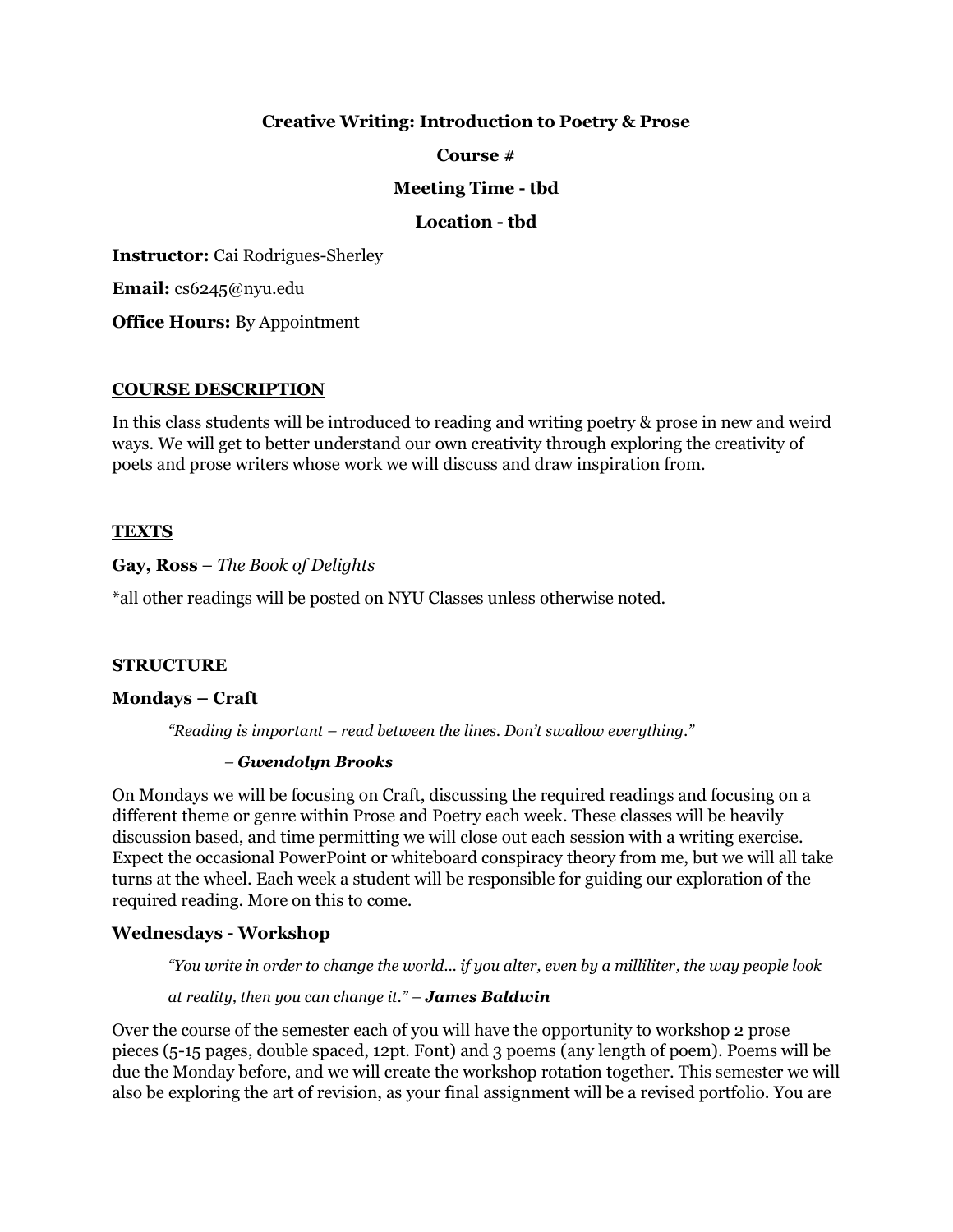# Creative Writing: Introduction to Poetry & Prose

**Course #**

**Meeting Time - tbd**

**Location - tbd**

**Instructor:** Cai Rodrigues-Sherley

**Email:** cs6245@nyu.edu

**Office Hours:** By Appointment

## COURSE DESCRIPTION

In this class students will be introduced to reading and writing poetry & prose in new and weird ways. We will get to better understand our own creativity through exploring the creativity of poets and prose writers whose work we will discuss and draw inspiration from.

## TEXTS

**Gay, Ross** – *The Book of Delights*

*all other readings will be posted on NYU Classes unless otherwise noted.

## STRUCTURE

### Mondays – Craft

> *"Reading is important – read between the lines. Don't swallow everything."*
>
> – ***Gwendolyn Brooks***

On Mondays we will be focusing on Craft, discussing the required readings and focusing on a different theme or genre within Prose and Poetry each week. These classes will be heavily discussion based, and time permitting we will close out each session with a writing exercise. Expect the occasional PowerPoint or whiteboard conspiracy theory from me, but we will all take turns at the wheel. Each week a student will be responsible for guiding our exploration of the required reading. More on this to come.

### Wednesdays - Workshop

> *"You write in order to change the world… if you alter, even by a milliliter, the way people look at reality, then you can change it."* – ***James Baldwin***

Over the course of the semester each of you will have the opportunity to workshop 2 prose pieces (5-15 pages, double spaced, 12pt. Font) and 3 poems (any length of poem). Poems will be due the Monday before, and we will create the workshop rotation together. This semester we will also be exploring the art of revision, as your final assignment will be a revised portfolio. You are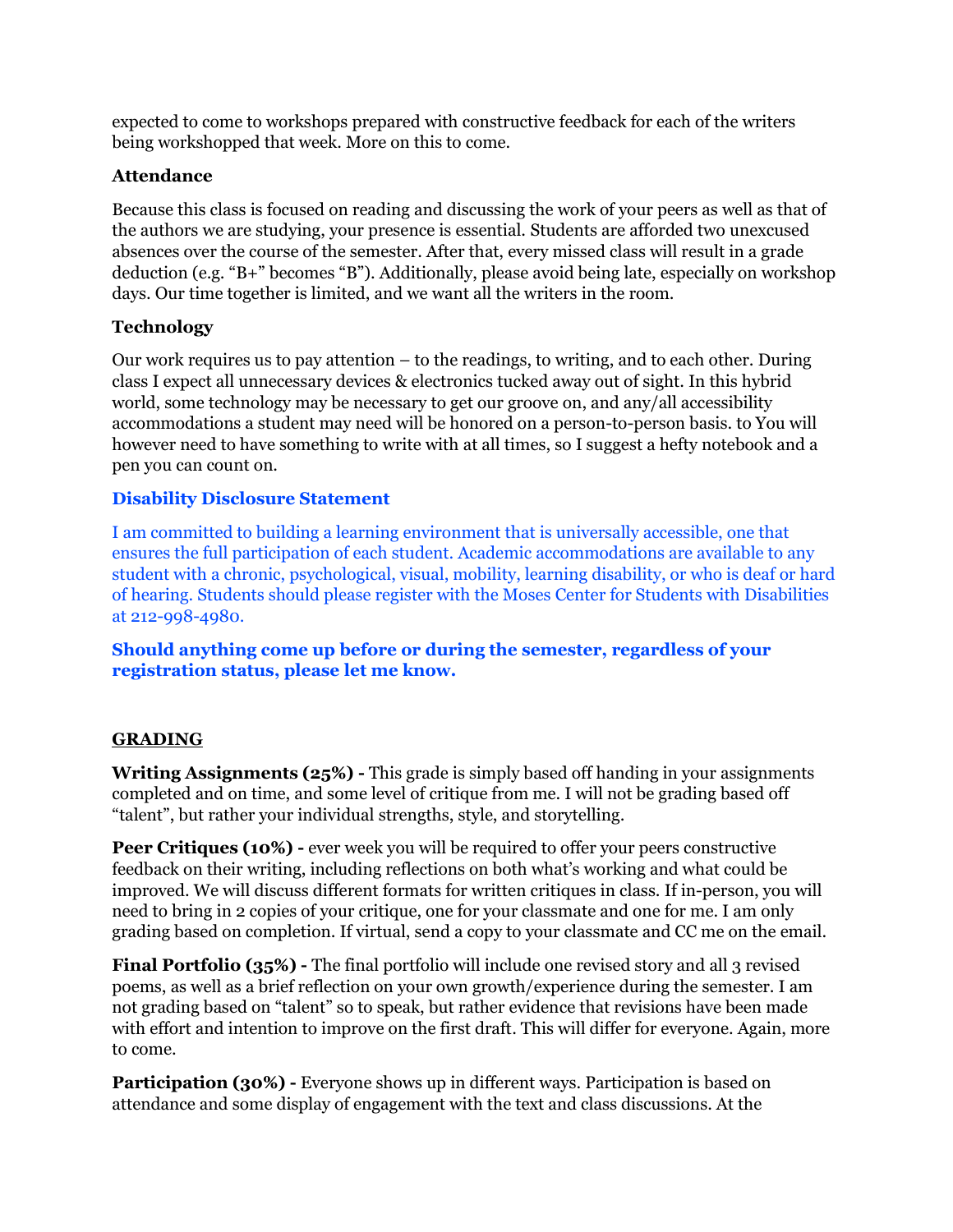expected to come to workshops prepared with constructive feedback for each of the writers being workshopped that week. More on this to come.

**Attendance**

Because this class is focused on reading and discussing the work of your peers as well as that of the authors we are studying, your presence is essential. Students are afforded two unexcused absences over the course of the semester. After that, every missed class will result in a grade deduction (e.g. "B+" becomes "B"). Additionally, please avoid being late, especially on workshop days. Our time together is limited, and we want all the writers in the room.

**Technology**

Our work requires us to pay attention – to the readings, to writing, and to each other. During class I expect all unnecessary devices & electronics tucked away out of sight. In this hybrid world, some technology may be necessary to get our groove on, and any/all accessibility accommodations a student may need will be honored on a person-to-person basis. to You will however need to have something to write with at all times, so I suggest a hefty notebook and a pen you can count on.

**Disability Disclosure Statement**

I am committed to building a learning environment that is universally accessible, one that ensures the full participation of each student. Academic accommodations are available to any student with a chronic, psychological, visual, mobility, learning disability, or who is deaf or hard of hearing. Students should please register with the Moses Center for Students with Disabilities at 212-998-4980.

**Should anything come up before or during the semester, regardless of your registration status, please let me know.**

**GRADING**

**Writing Assignments (25%) -** This grade is simply based off handing in your assignments completed and on time, and some level of critique from me. I will not be grading based off "talent", but rather your individual strengths, style, and storytelling.

**Peer Critiques (10%) -** ever week you will be required to offer your peers constructive feedback on their writing, including reflections on both what's working and what could be improved. We will discuss different formats for written critiques in class. If in-person, you will need to bring in 2 copies of your critique, one for your classmate and one for me. I am only grading based on completion. If virtual, send a copy to your classmate and CC me on the email.

**Final Portfolio (35%) -** The final portfolio will include one revised story and all 3 revised poems, as well as a brief reflection on your own growth/experience during the semester. I am not grading based on "talent" so to speak, but rather evidence that revisions have been made with effort and intention to improve on the first draft. This will differ for everyone. Again, more to come.

**Participation (30%) -** Everyone shows up in different ways. Participation is based on attendance and some display of engagement with the text and class discussions. At the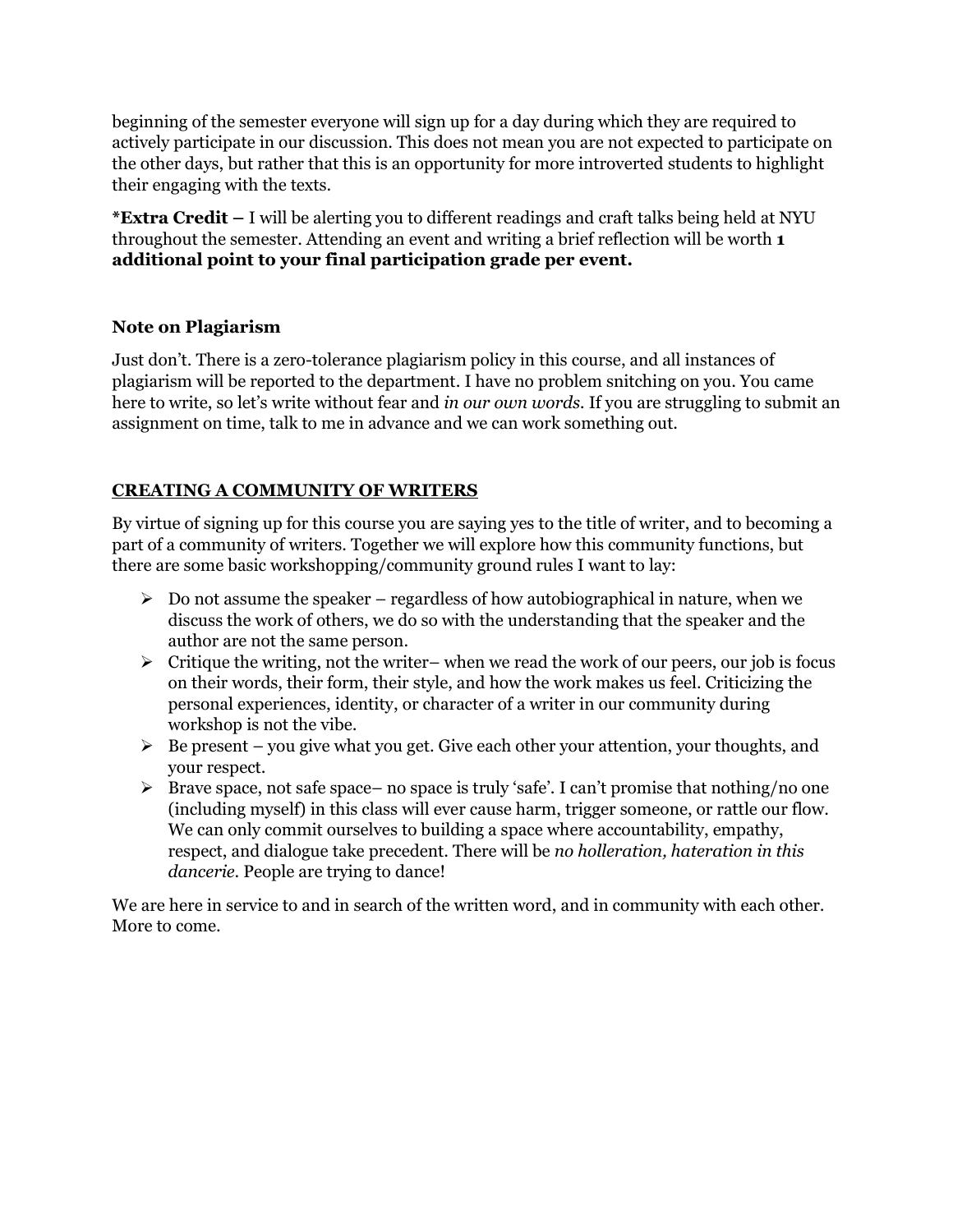beginning of the semester everyone will sign up for a day during which they are required to actively participate in our discussion. This does not mean you are not expected to participate on the other days, but rather that this is an opportunity for more introverted students to highlight their engaging with the texts.

***Extra Credit** – I will be alerting you to different readings and craft talks being held at NYU throughout the semester. Attending an event and writing a brief reflection will be worth **1 additional point to your final participation grade per event.**

### Note on Plagiarism

Just don't. There is a zero-tolerance plagiarism policy in this course, and all instances of plagiarism will be reported to the department. I have no problem snitching on you. You came here to write, so let's write without fear and *in our own words*. If you are struggling to submit an assignment on time, talk to me in advance and we can work something out.

## CREATING A COMMUNITY OF WRITERS

By virtue of signing up for this course you are saying yes to the title of writer, and to becoming a part of a community of writers. Together we will explore how this community functions, but there are some basic workshopping/community ground rules I want to lay:

- Do not assume the speaker – regardless of how autobiographical in nature, when we discuss the work of others, we do so with the understanding that the speaker and the author are not the same person.
- Critique the writing, not the writer– when we read the work of our peers, our job is focus on their words, their form, their style, and how the work makes us feel. Criticizing the personal experiences, identity, or character of a writer in our community during workshop is not the vibe.
- Be present – you give what you get. Give each other your attention, your thoughts, and your respect.
- Brave space, not safe space– no space is truly 'safe'. I can't promise that nothing/no one (including myself) in this class will ever cause harm, trigger someone, or rattle our flow. We can only commit ourselves to building a space where accountability, empathy, respect, and dialogue take precedent. There will be *no holleration, hateration in this dancerie.* People are trying to dance!

We are here in service to and in search of the written word, and in community with each other. More to come.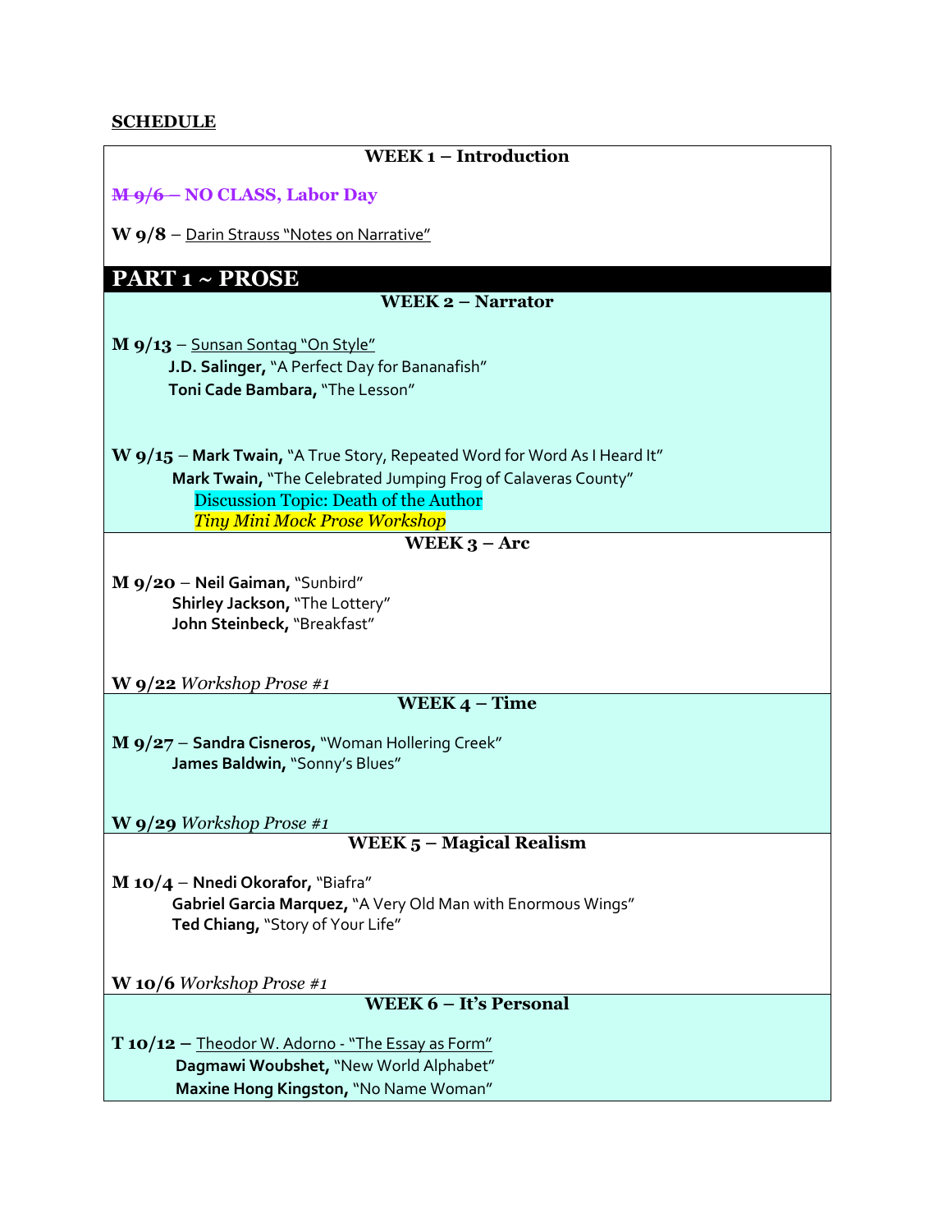## SCHEDULE

### WEEK 1 – Introduction

~~M 9/6~~ – **NO CLASS, Labor Day**

**W 9/8** – Darin Strauss "Notes on Narrative"

## PART 1 ~ PROSE

### WEEK 2 – Narrator

**M 9/13** – Sunsan Sontag "On Style"
**J.D. Salinger,** "A Perfect Day for Bananafish"
**Toni Cade Bambara,** "The Lesson"

**W 9/15** – **Mark Twain,** "A True Story, Repeated Word for Word As I Heard It"
**Mark Twain,** "The Celebrated Jumping Frog of Calaveras County"
Discussion Topic: Death of the Author
*Tiny Mini Mock Prose Workshop*

### WEEK 3 – Arc

**M 9/20** – **Neil Gaiman,** "Sunbird"
**Shirley Jackson,** "The Lottery"
**John Steinbeck,** "Breakfast"

**W 9/22** *Workshop Prose #1*

### WEEK 4 – Time

**M 9/27** – **Sandra Cisneros,** "Woman Hollering Creek"
**James Baldwin,** "Sonny's Blues"

**W 9/29** *Workshop Prose #1*

### WEEK 5 – Magical Realism

**M 10/4** – **Nnedi Okorafor,** "Biafra"
**Gabriel Garcia Marquez,** "A Very Old Man with Enormous Wings"
**Ted Chiang,** "Story of Your Life"

**W 10/6** *Workshop Prose #1*

### WEEK 6 – It's Personal

**T 10/12** – Theodor W. Adorno - "The Essay as Form"
**Dagmawi Woubshet,** "New World Alphabet"
**Maxine Hong Kingston,** "No Name Woman"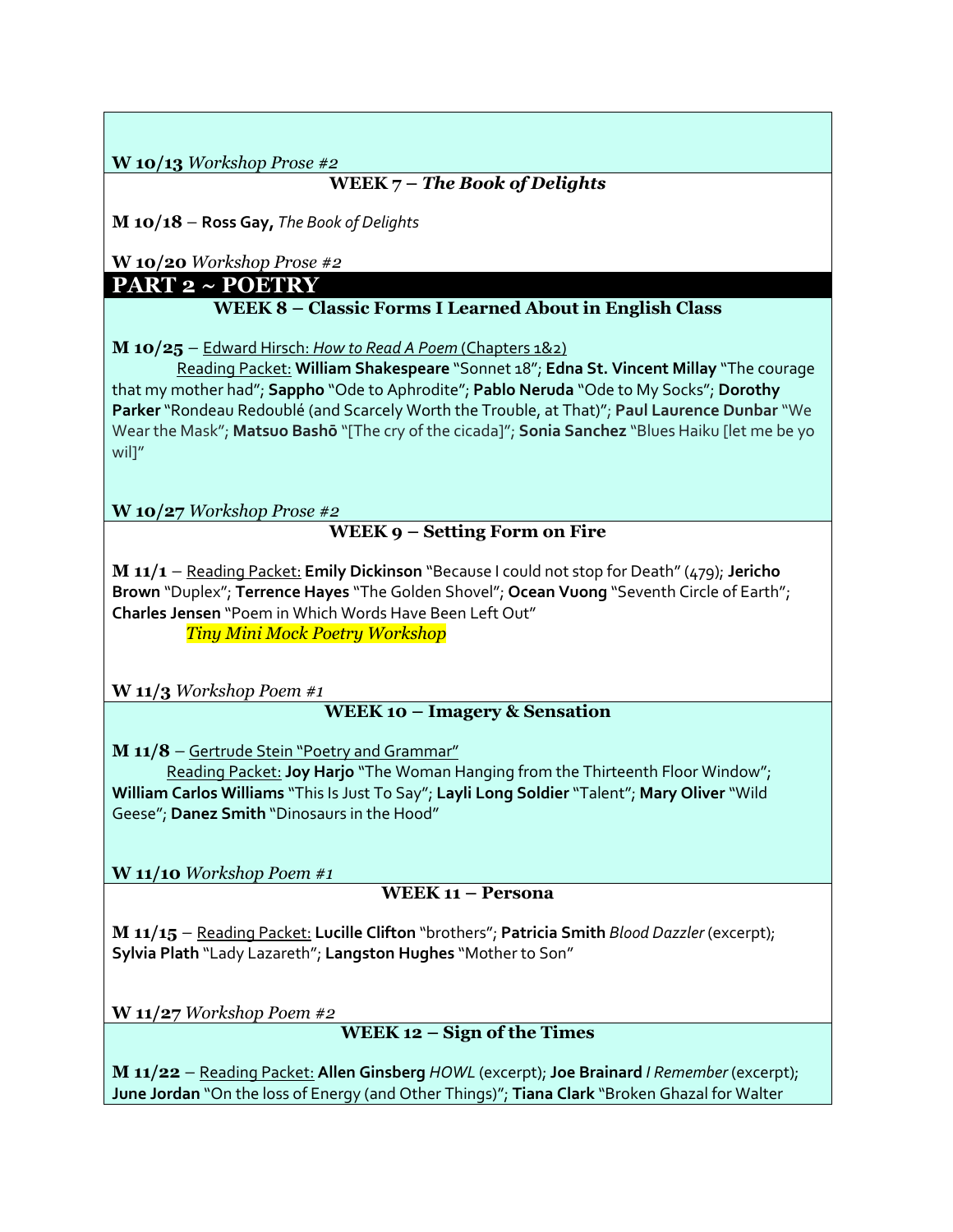**W 10/13** *Workshop Prose #2*

### WEEK 7 – *The Book of Delights*

**M 10/18** – **Ross Gay,** *The Book of Delights*

**W 10/20** *Workshop Prose #2*

## PART 2 ~ POETRY

### WEEK 8 – Classic Forms I Learned About in English Class

**M 10/25** – Edward Hirsch: *How to Read A Poem* (Chapters 1&2)

Reading Packet: **William Shakespeare** "Sonnet 18"; **Edna St. Vincent Millay** "The courage that my mother had"; **Sappho** "Ode to Aphrodite"; **Pablo Neruda** "Ode to My Socks"; **Dorothy Parker** "Rondeau Redoublé (and Scarcely Worth the Trouble, at That)"; **Paul Laurence Dunbar** "We Wear the Mask"; **Matsuo Bashō** "[The cry of the cicada]"; **Sonia Sanchez** "Blues Haiku [let me be yo wil]"

**W 10/27** *Workshop Prose #2*

### WEEK 9 – Setting Form on Fire

**M 11/1** – Reading Packet: **Emily Dickinson** "Because I could not stop for Death" (479); **Jericho Brown** "Duplex"; **Terrence Hayes** "The Golden Shovel"; **Ocean Vuong** "Seventh Circle of Earth"; **Charles Jensen** "Poem in Which Words Have Been Left Out"

*Tiny Mini Mock Poetry Workshop*

**W 11/3** *Workshop Poem #1*

### WEEK 10 – Imagery & Sensation

**M 11/8** – Gertrude Stein "Poetry and Grammar"

Reading Packet: **Joy Harjo** "The Woman Hanging from the Thirteenth Floor Window"; **William Carlos Williams** "This Is Just To Say"; **Layli Long Soldier** "Talent"; **Mary Oliver** "Wild Geese"; **Danez Smith** "Dinosaurs in the Hood"

**W 11/10** *Workshop Poem #1*

### WEEK 11 – Persona

**M 11/15** – Reading Packet: **Lucille Clifton** "brothers"; **Patricia Smith** *Blood Dazzler* (excerpt); **Sylvia Plath** "Lady Lazareth"; **Langston Hughes** "Mother to Son"

**W 11/27** *Workshop Poem #2*

### WEEK 12 – Sign of the Times

**M 11/22** – Reading Packet: **Allen Ginsberg** *HOWL* (excerpt); **Joe Brainard** *I Remember* (excerpt); **June Jordan** "On the loss of Energy (and Other Things)"; **Tiana Clark** "Broken Ghazal for Walter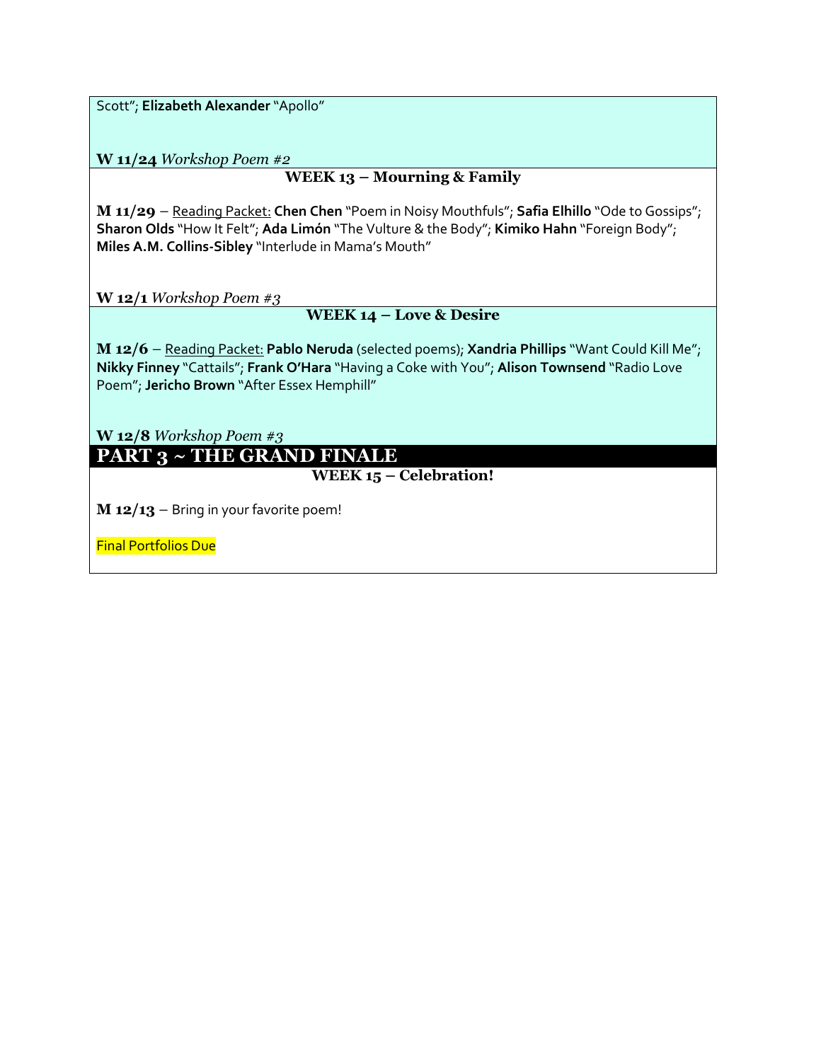Scott"; **Elizabeth Alexander** "Apollo"

**W 11/24** *Workshop Poem #2*

### WEEK 13 – Mourning & Family

**M 11/29** – Reading Packet: **Chen Chen** "Poem in Noisy Mouthfuls"; **Safia Elhillo** "Ode to Gossips"; **Sharon Olds** "How It Felt"; **Ada Limón** "The Vulture & the Body"; **Kimiko Hahn** "Foreign Body"; **Miles A.M. Collins-Sibley** "Interlude in Mama's Mouth"

**W 12/1** *Workshop Poem #3*

### WEEK 14 – Love & Desire

**M 12/6** – Reading Packet: **Pablo Neruda** (selected poems); **Xandria Phillips** "Want Could Kill Me"; **Nikky Finney** "Cattails"; **Frank O'Hara** "Having a Coke with You"; **Alison Townsend** "Radio Love Poem"; **Jericho Brown** "After Essex Hemphill"

**W 12/8** *Workshop Poem #3*

## PART 3 ~ THE GRAND FINALE

### WEEK 15 – Celebration!

**M 12/13** – Bring in your favorite poem!

Final Portfolios Due